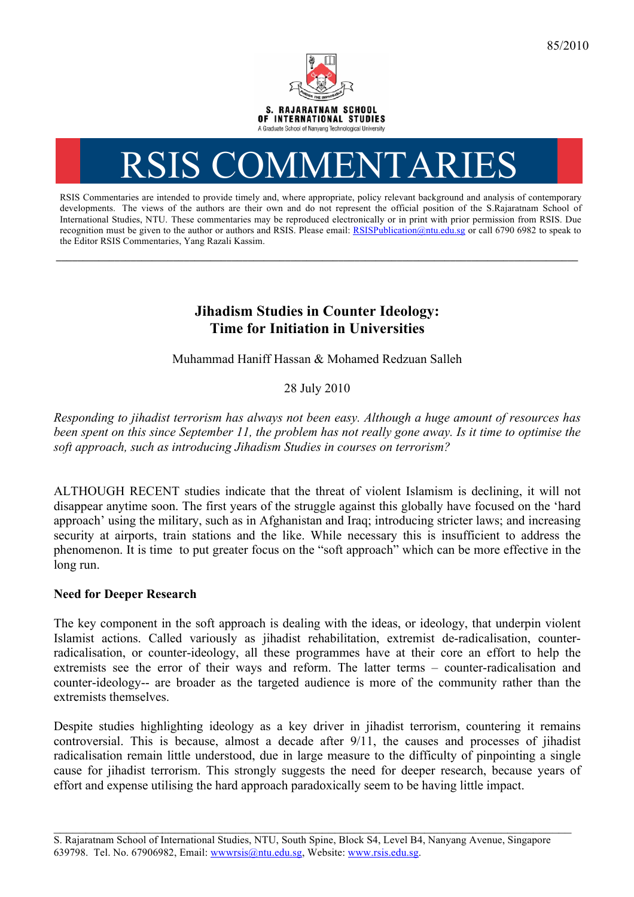85/2010

S. RAJARATNAM SCHOOL OF INTERNATIONAL STUDIES
A Graduate School of Nanyang Technological University

# RSIS COMMENTARIES

RSIS Commentaries are intended to provide timely and, where appropriate, policy relevant background and analysis of contemporary developments. The views of the authors are their own and do not represent the official position of the S.Rajaratnam School of International Studies, NTU. These commentaries may be reproduced electronically or in print with prior permission from RSIS. Due recognition must be given to the author or authors and RSIS. Please email: RSISPublication@ntu.edu.sg or call 6790 6982 to speak to the Editor RSIS Commentaries, Yang Razali Kassim.

---

## Jihadism Studies in Counter Ideology: Time for Initiation in Universities

Muhammad Haniff Hassan & Mohamed Redzuan Salleh

28 July 2010

*Responding to jihadist terrorism has always not been easy. Although a huge amount of resources has been spent on this since September 11, the problem has not really gone away. Is it time to optimise the soft approach, such as introducing Jihadism Studies in courses on terrorism?*

ALTHOUGH RECENT studies indicate that the threat of violent Islamism is declining, it will not disappear anytime soon. The first years of the struggle against this globally have focused on the 'hard approach' using the military, such as in Afghanistan and Iraq; introducing stricter laws; and increasing security at airports, train stations and the like. While necessary this is insufficient to address the phenomenon. It is time to put greater focus on the "soft approach" which can be more effective in the long run.

**Need for Deeper Research**

The key component in the soft approach is dealing with the ideas, or ideology, that underpin violent Islamist actions. Called variously as jihadist rehabilitation, extremist de-radicalisation, counter-radicalisation, or counter-ideology, all these programmes have at their core an effort to help the extremists see the error of their ways and reform. The latter terms – counter-radicalisation and counter-ideology-- are broader as the targeted audience is more of the community rather than the extremists themselves.

Despite studies highlighting ideology as a key driver in jihadist terrorism, countering it remains controversial. This is because, almost a decade after 9/11, the causes and processes of jihadist radicalisation remain little understood, due in large measure to the difficulty of pinpointing a single cause for jihadist terrorism. This strongly suggests the need for deeper research, because years of effort and expense utilising the hard approach paradoxically seem to be having little impact.

---

S. Rajaratnam School of International Studies, NTU, South Spine, Block S4, Level B4, Nanyang Avenue, Singapore 639798. Tel. No. 67906982, Email: wwwrsis@ntu.edu.sg, Website: www.rsis.edu.sg.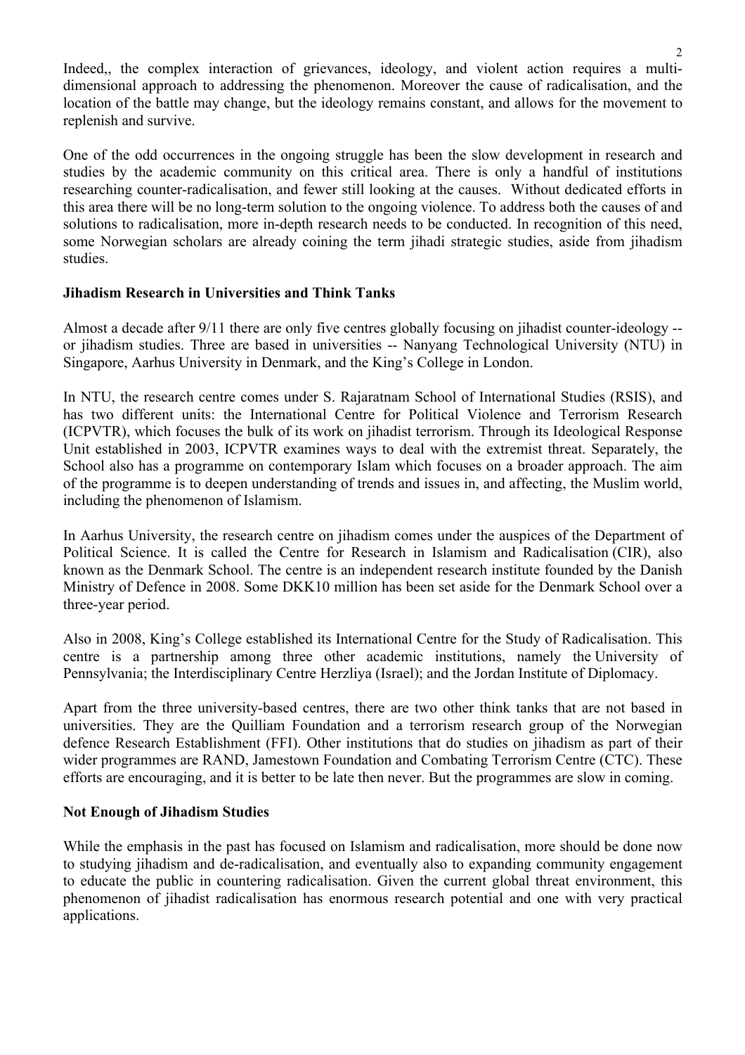Indeed,, the complex interaction of grievances, ideology, and violent action requires a multi-dimensional approach to addressing the phenomenon. Moreover the cause of radicalisation, and the location of the battle may change, but the ideology remains constant, and allows for the movement to replenish and survive.

One of the odd occurrences in the ongoing struggle has been the slow development in research and studies by the academic community on this critical area. There is only a handful of institutions researching counter-radicalisation, and fewer still looking at the causes. Without dedicated efforts in this area there will be no long-term solution to the ongoing violence. To address both the causes of and solutions to radicalisation, more in-depth research needs to be conducted. In recognition of this need, some Norwegian scholars are already coining the term jihadi strategic studies, aside from jihadism studies.

**Jihadism Research in Universities and Think Tanks**

Almost a decade after 9/11 there are only five centres globally focusing on jihadist counter-ideology -- or jihadism studies. Three are based in universities -- Nanyang Technological University (NTU) in Singapore, Aarhus University in Denmark, and the King's College in London.

In NTU, the research centre comes under S. Rajaratnam School of International Studies (RSIS), and has two different units: the International Centre for Political Violence and Terrorism Research (ICPVTR), which focuses the bulk of its work on jihadist terrorism. Through its Ideological Response Unit established in 2003, ICPVTR examines ways to deal with the extremist threat. Separately, the School also has a programme on contemporary Islam which focuses on a broader approach. The aim of the programme is to deepen understanding of trends and issues in, and affecting, the Muslim world, including the phenomenon of Islamism.

In Aarhus University, the research centre on jihadism comes under the auspices of the Department of Political Science. It is called the Centre for Research in Islamism and Radicalisation (CIR), also known as the Denmark School. The centre is an independent research institute founded by the Danish Ministry of Defence in 2008. Some DKK10 million has been set aside for the Denmark School over a three-year period.

Also in 2008, King's College established its International Centre for the Study of Radicalisation. This centre is a partnership among three other academic institutions, namely the University of Pennsylvania; the Interdisciplinary Centre Herzliya (Israel); and the Jordan Institute of Diplomacy.

Apart from the three university-based centres, there are two other think tanks that are not based in universities. They are the Quilliam Foundation and a terrorism research group of the Norwegian defence Research Establishment (FFI). Other institutions that do studies on jihadism as part of their wider programmes are RAND, Jamestown Foundation and Combating Terrorism Centre (CTC). These efforts are encouraging, and it is better to be late then never. But the programmes are slow in coming.

**Not Enough of Jihadism Studies**

While the emphasis in the past has focused on Islamism and radicalisation, more should be done now to studying jihadism and de-radicalisation, and eventually also to expanding community engagement to educate the public in countering radicalisation. Given the current global threat environment, this phenomenon of jihadist radicalisation has enormous research potential and one with very practical applications.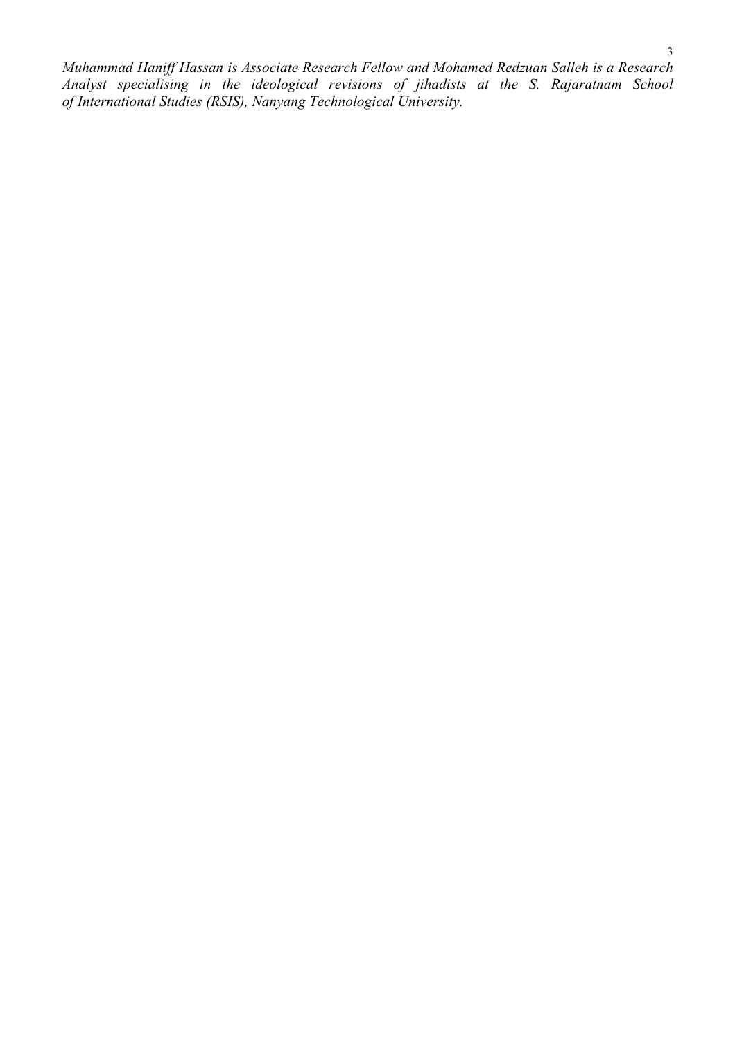*Muhammad Haniff Hassan is Associate Research Fellow and Mohamed Redzuan Salleh is a Research Analyst specialising in the ideological revisions of jihadists at the S. Rajaratnam School of International Studies (RSIS), Nanyang Technological University.*